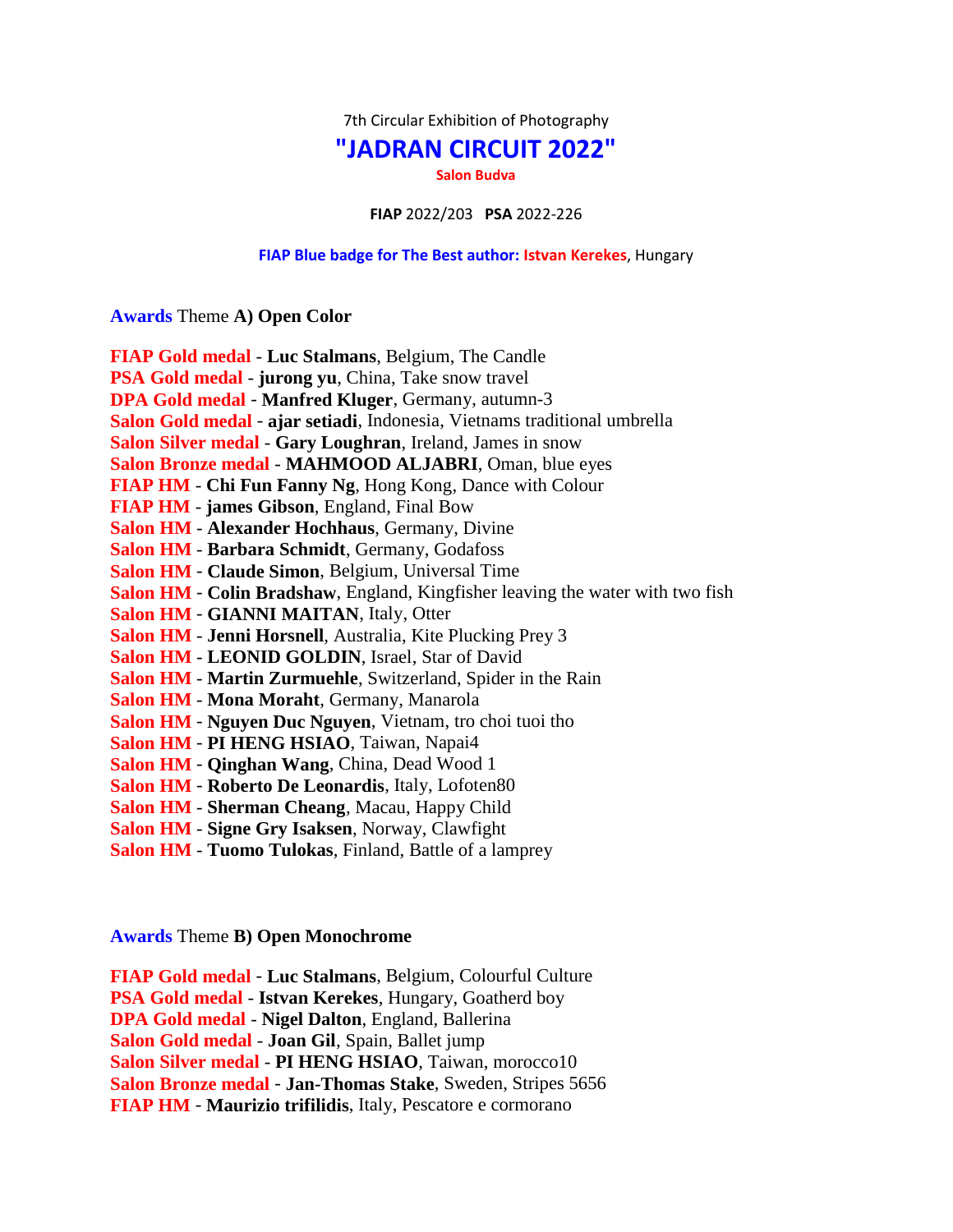7th Circular Exhibition of Photography

# "JADRAN CIRCUIT 2022"

**Salon Budva**

**FIAP** 2022/203 **PSA** 2022-226

**FIAP Blue badge for The Best author: Istvan Kerekes**, Hungary

## Awards Theme **A) Open Color**

**FIAP Gold medal** - **Luc Stalmans**, Belgium, The Candle
**PSA Gold medal** - **jurong yu**, China, Take snow travel
**DPA Gold medal** - **Manfred Kluger**, Germany, autumn-3
**Salon Gold medal** - **ajar setiadi**, Indonesia, Vietnams traditional umbrella
**Salon Silver medal** - **Gary Loughran**, Ireland, James in snow
**Salon Bronze medal** - **MAHMOOD ALJABRI**, Oman, blue eyes
**FIAP HM** - **Chi Fun Fanny Ng**, Hong Kong, Dance with Colour
**FIAP HM** - **james Gibson**, England, Final Bow
**Salon HM** - **Alexander Hochhaus**, Germany, Divine
**Salon HM** - **Barbara Schmidt**, Germany, Godafoss
**Salon HM** - **Claude Simon**, Belgium, Universal Time
**Salon HM** - **Colin Bradshaw**, England, Kingfisher leaving the water with two fish
**Salon HM** - **GIANNI MAITAN**, Italy, Otter
**Salon HM** - **Jenni Horsnell**, Australia, Kite Plucking Prey 3
**Salon HM** - **LEONID GOLDIN**, Israel, Star of David
**Salon HM** - **Martin Zurmuehle**, Switzerland, Spider in the Rain
**Salon HM** - **Mona Moraht**, Germany, Manarola
**Salon HM** - **Nguyen Duc Nguyen**, Vietnam, tro choi tuoi tho
**Salon HM** - **PI HENG HSIAO**, Taiwan, Napai4
**Salon HM** - **Qinghan Wang**, China, Dead Wood 1
**Salon HM** - **Roberto De Leonardis**, Italy, Lofoten80
**Salon HM** - **Sherman Cheang**, Macau, Happy Child
**Salon HM** - **Signe Gry Isaksen**, Norway, Clawfight
**Salon HM** - **Tuomo Tulokas**, Finland, Battle of a lamprey

## Awards Theme **B) Open Monochrome**

**FIAP Gold medal** - **Luc Stalmans**, Belgium, Colourful Culture
**PSA Gold medal** - **Istvan Kerekes**, Hungary, Goatherd boy
**DPA Gold medal** - **Nigel Dalton**, England, Ballerina
**Salon Gold medal** - **Joan Gil**, Spain, Ballet jump
**Salon Silver medal** - **PI HENG HSIAO**, Taiwan, morocco10
**Salon Bronze medal** - **Jan-Thomas Stake**, Sweden, Stripes 5656
**FIAP HM** - **Maurizio trifilidis**, Italy, Pescatore e cormorano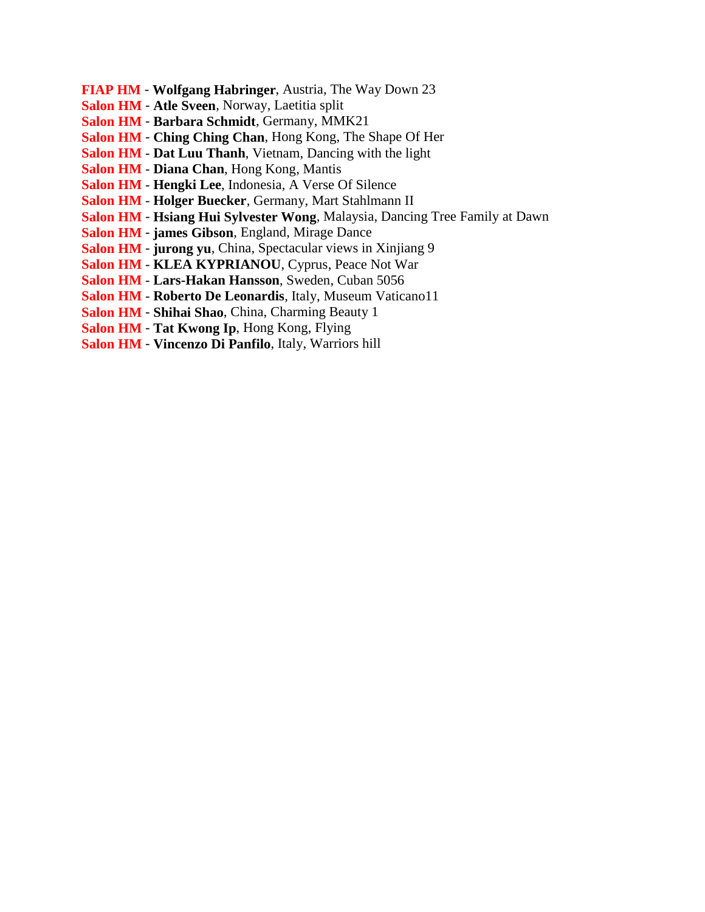**FIAP HM** - **Wolfgang Habringer**, Austria, The Way Down 23
**Salon HM** - **Atle Sveen**, Norway, Laetitia split
**Salon HM** - **Barbara Schmidt**, Germany, MMK21
**Salon HM** - **Ching Ching Chan**, Hong Kong, The Shape Of Her
**Salon HM** - **Dat Luu Thanh**, Vietnam, Dancing with the light
**Salon HM** - **Diana Chan**, Hong Kong, Mantis
**Salon HM** - **Hengki Lee**, Indonesia, A Verse Of Silence
**Salon HM** - **Holger Buecker**, Germany, Mart Stahlmann II
**Salon HM** - **Hsiang Hui Sylvester Wong**, Malaysia, Dancing Tree Family at Dawn
**Salon HM** - **james Gibson**, England, Mirage Dance
**Salon HM** - **jurong yu**, China, Spectacular views in Xinjiang 9
**Salon HM** - **KLEA KYPRIANOU**, Cyprus, Peace Not War
**Salon HM** - **Lars-Hakan Hansson**, Sweden, Cuban 5056
**Salon HM** - **Roberto De Leonardis**, Italy, Museum Vaticano11
**Salon HM** - **Shihai Shao**, China, Charming Beauty 1
**Salon HM** - **Tat Kwong Ip**, Hong Kong, Flying
**Salon HM** - **Vincenzo Di Panfilo**, Italy, Warriors hill